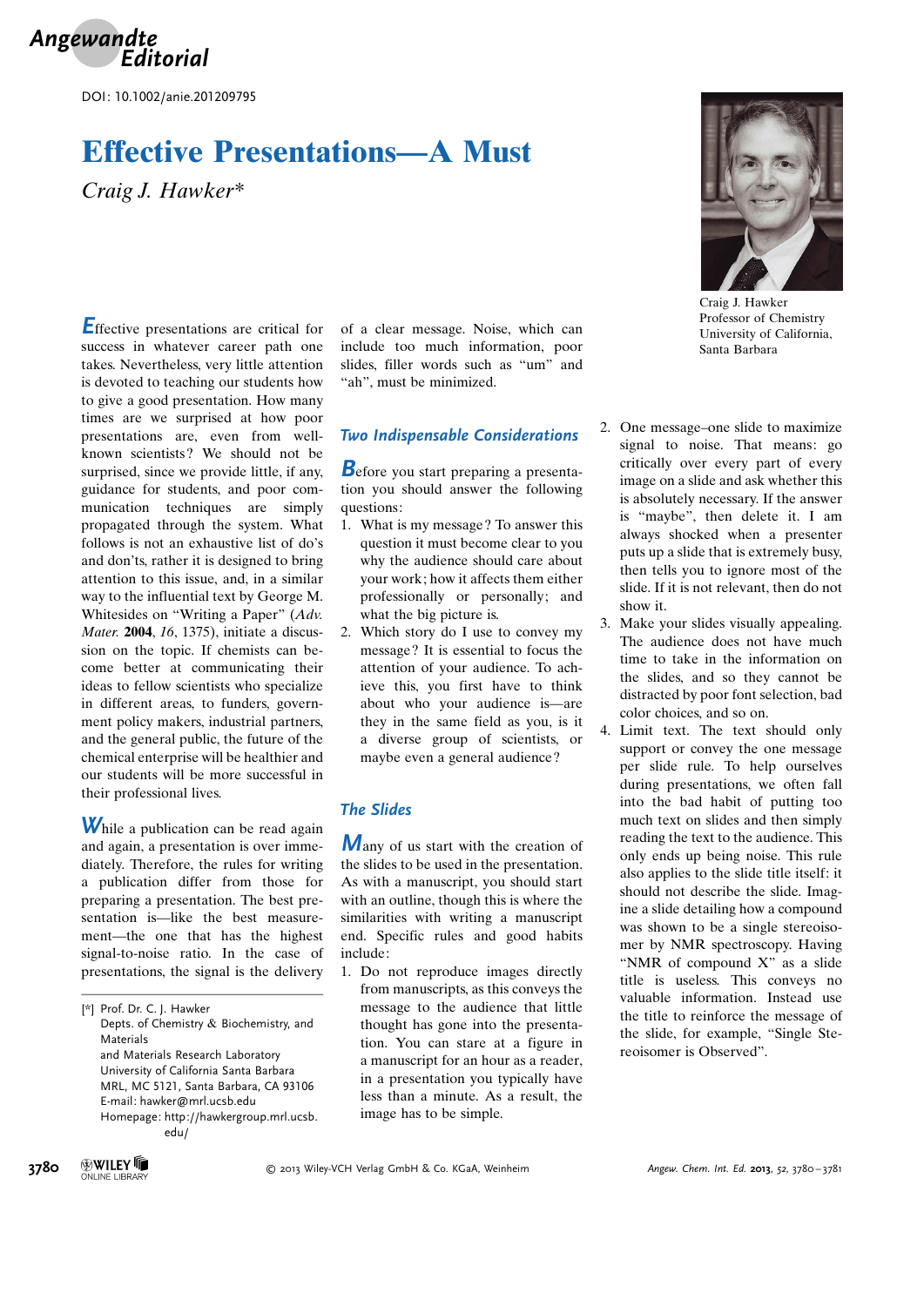Angewandte Editorial

DOI: 10.1002/anie.201209795

# Effective Presentations—A Must

*Craig J. Hawker**

Craig J. Hawker
Professor of Chemistry
University of California, Santa Barbara

Effective presentations are critical for success in whatever career path one takes. Nevertheless, very little attention is devoted to teaching our students how to give a good presentation. How many times are we surprised at how poor presentations are, even from well-known scientists? We should not be surprised, since we provide little, if any, guidance for students, and poor communication techniques are simply propagated through the system. What follows is not an exhaustive list of do's and don'ts, rather it is designed to bring attention to this issue, and, in a similar way to the influential text by George M. Whitesides on "Writing a Paper" (*Adv. Mater.* **2004**, *16*, 1375), initiate a discussion on the topic. If chemists can become better at communicating their ideas to fellow scientists who specialize in different areas, to funders, government policy makers, industrial partners, and the general public, the future of the chemical enterprise will be healthier and our students will be more successful in their professional lives.

While a publication can be read again and again, a presentation is over immediately. Therefore, the rules for writing a publication differ from those for preparing a presentation. The best presentation is—like the best measurement—the one that has the highest signal-to-noise ratio. In the case of presentations, the signal is the delivery of a clear message. Noise, which can include too much information, poor slides, filler words such as "um" and "ah", must be minimized.

## Two Indispensable Considerations

Before you start preparing a presentation you should answer the following questions:

1. What is my message? To answer this question it must become clear to you why the audience should care about your work; how it affects them either professionally or personally; and what the big picture is.
2. Which story do I use to convey my message? It is essential to focus the attention of your audience. To achieve this, you first have to think about who your audience is—are they in the same field as you, is it a diverse group of scientists, or maybe even a general audience?

## The Slides

Many of us start with the creation of the slides to be used in the presentation. As with a manuscript, you should start with an outline, though this is where the similarities with writing a manuscript end. Specific rules and good habits include:

1. Do not reproduce images directly from manuscripts, as this conveys the message to the audience that little thought has gone into the presentation. You can stare at a figure in a manuscript for an hour as a reader, in a presentation you typically have less than a minute. As a result, the image has to be simple.
2. One message–one slide to maximize signal to noise. That means: go critically over every part of every image on a slide and ask whether this is absolutely necessary. If the answer is "maybe", then delete it. I am always shocked when a presenter puts up a slide that is extremely busy, then tells you to ignore most of the slide. If it is not relevant, then do not show it.
3. Make your slides visually appealing. The audience does not have much time to take in the information on the slides, and so they cannot be distracted by poor font selection, bad color choices, and so on.
4. Limit text. The text should only support or convey the one message per slide rule. To help ourselves during presentations, we often fall into the bad habit of putting too much text on slides and then simply reading the text to the audience. This only ends up being noise. This rule also applies to the slide title itself: it should not describe the slide. Imagine a slide detailing how a compound was shown to be a single stereoisomer by NMR spectroscopy. Having "NMR of compound X" as a slide title is useless. This conveys no valuable information. Instead use the title to reinforce the message of the slide, for example, "Single Stereoisomer is Observed".

---

[*] Prof. Dr. C. J. Hawker
Depts. of Chemistry & Biochemistry, and Materials
and Materials Research Laboratory
University of California Santa Barbara
MRL, MC 5121, Santa Barbara, CA 93106
E-mail: hawker@mrl.ucsb.edu
Homepage: http://hawkergroup.mrl.ucsb.edu/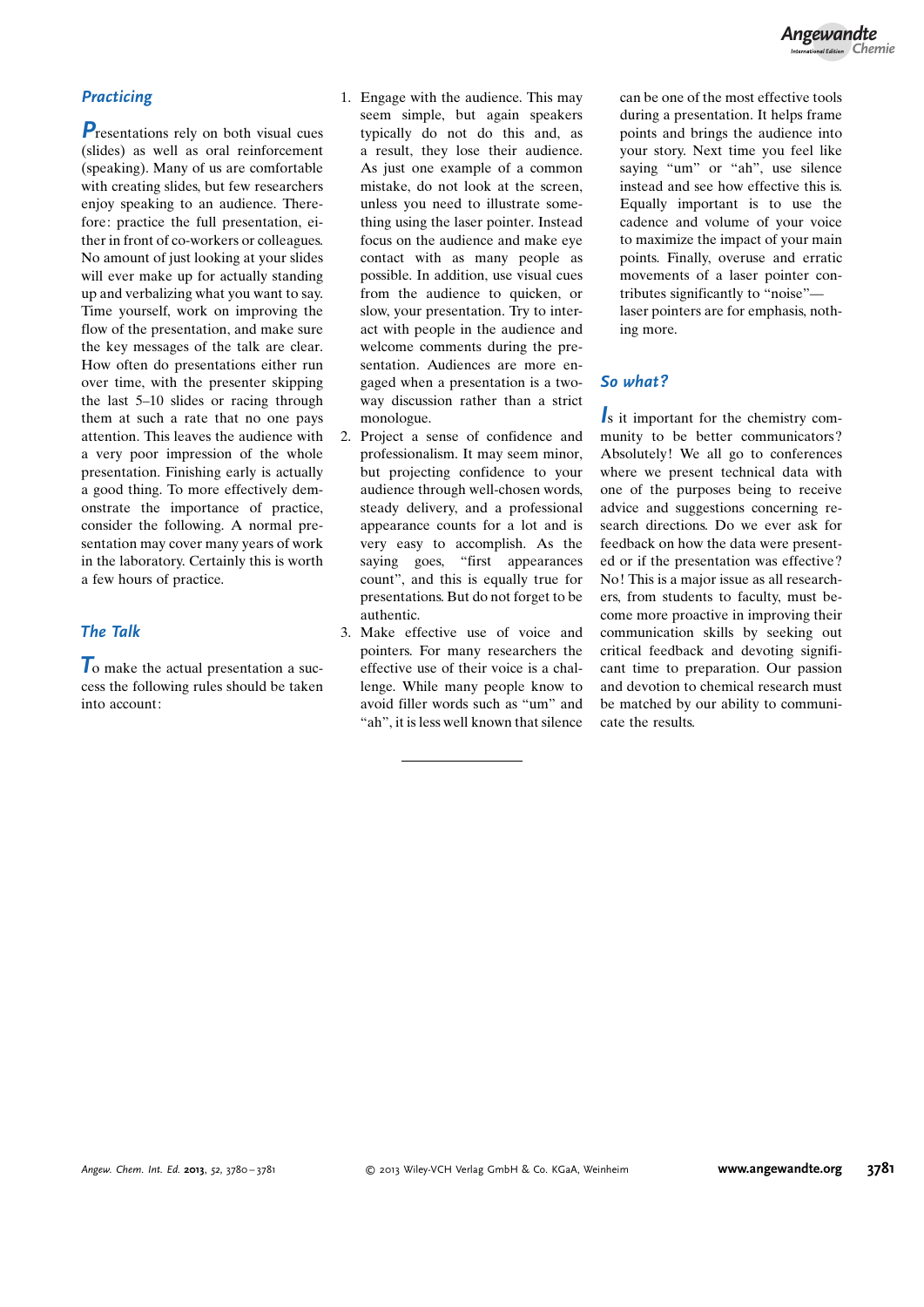## Practicing

Presentations rely on both visual cues (slides) as well as oral reinforcement (speaking). Many of us are comfortable with creating slides, but few researchers enjoy speaking to an audience. Therefore: practice the full presentation, either in front of co-workers or colleagues. No amount of just looking at your slides will ever make up for actually standing up and verbalizing what you want to say. Time yourself, work on improving the flow of the presentation, and make sure the key messages of the talk are clear. How often do presentations either run over time, with the presenter skipping the last 5–10 slides or racing through them at such a rate that no one pays attention. This leaves the audience with a very poor impression of the whole presentation. Finishing early is actually a good thing. To more effectively demonstrate the importance of practice, consider the following. A normal presentation may cover many years of work in the laboratory. Certainly this is worth a few hours of practice.

## The Talk

To make the actual presentation a success the following rules should be taken into account:

1. Engage with the audience. This may seem simple, but again speakers typically do not do this and, as a result, they lose their audience. As just one example of a common mistake, do not look at the screen, unless you need to illustrate something using the laser pointer. Instead focus on the audience and make eye contact with as many people as possible. In addition, use visual cues from the audience to quicken, or slow, your presentation. Try to interact with people in the audience and welcome comments during the presentation. Audiences are more engaged when a presentation is a two-way discussion rather than a strict monologue.
2. Project a sense of confidence and professionalism. It may seem minor, but projecting confidence to your audience through well-chosen words, steady delivery, and a professional appearance counts for a lot and is very easy to accomplish. As the saying goes, "first appearances count", and this is equally true for presentations. But do not forget to be authentic.
3. Make effective use of voice and pointers. For many researchers the effective use of their voice is a challenge. While many people know to avoid filler words such as "um" and "ah", it is less well known that silence can be one of the most effective tools during a presentation. It helps frame points and brings the audience into your story. Next time you feel like saying "um" or "ah", use silence instead and see how effective this is. Equally important is to use the cadence and volume of your voice to maximize the impact of your main points. Finally, overuse and erratic movements of a laser pointer contributes significantly to "noise"—laser pointers are for emphasis, nothing more.

## So what?

Is it important for the chemistry community to be better communicators? Absolutely! We all go to conferences where we present technical data with one of the purposes being to receive advice and suggestions concerning research directions. Do we ever ask for feedback on how the data were presented or if the presentation was effective? No! This is a major issue as all researchers, from students to faculty, must become more proactive in improving their communication skills by seeking out critical feedback and devoting significant time to preparation. Our passion and devotion to chemical research must be matched by our ability to communicate the results.